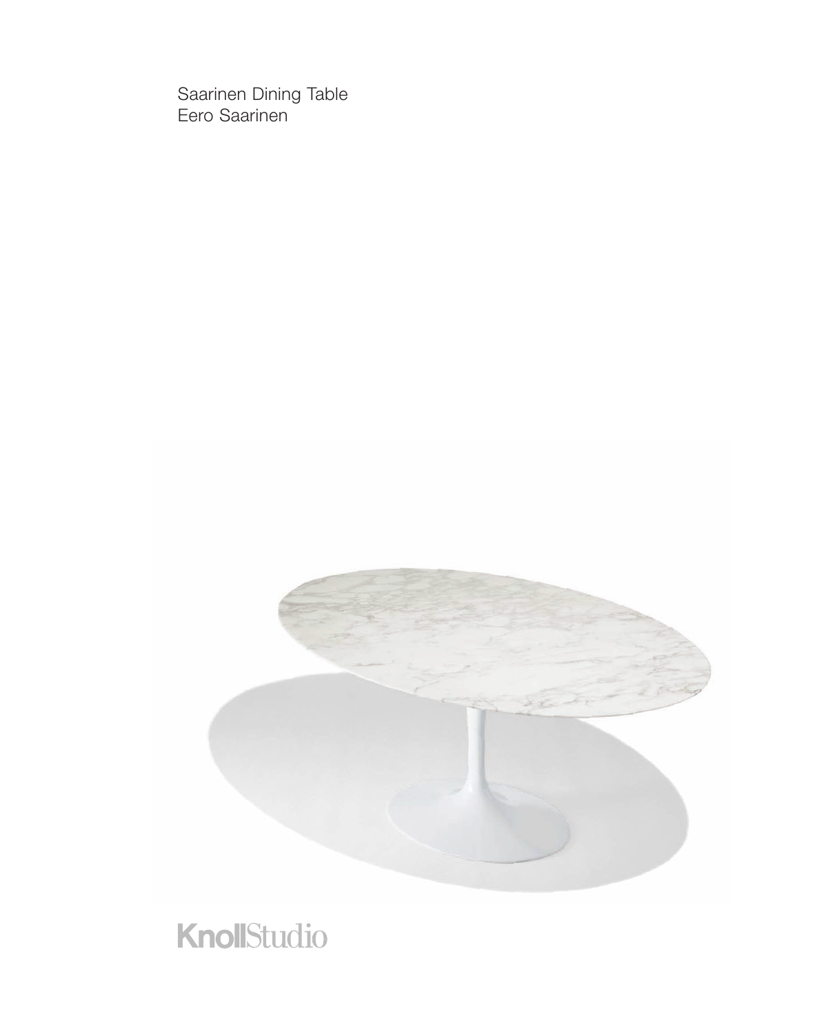Saarinen Dining Table
Eero Saarinen

KnollStudio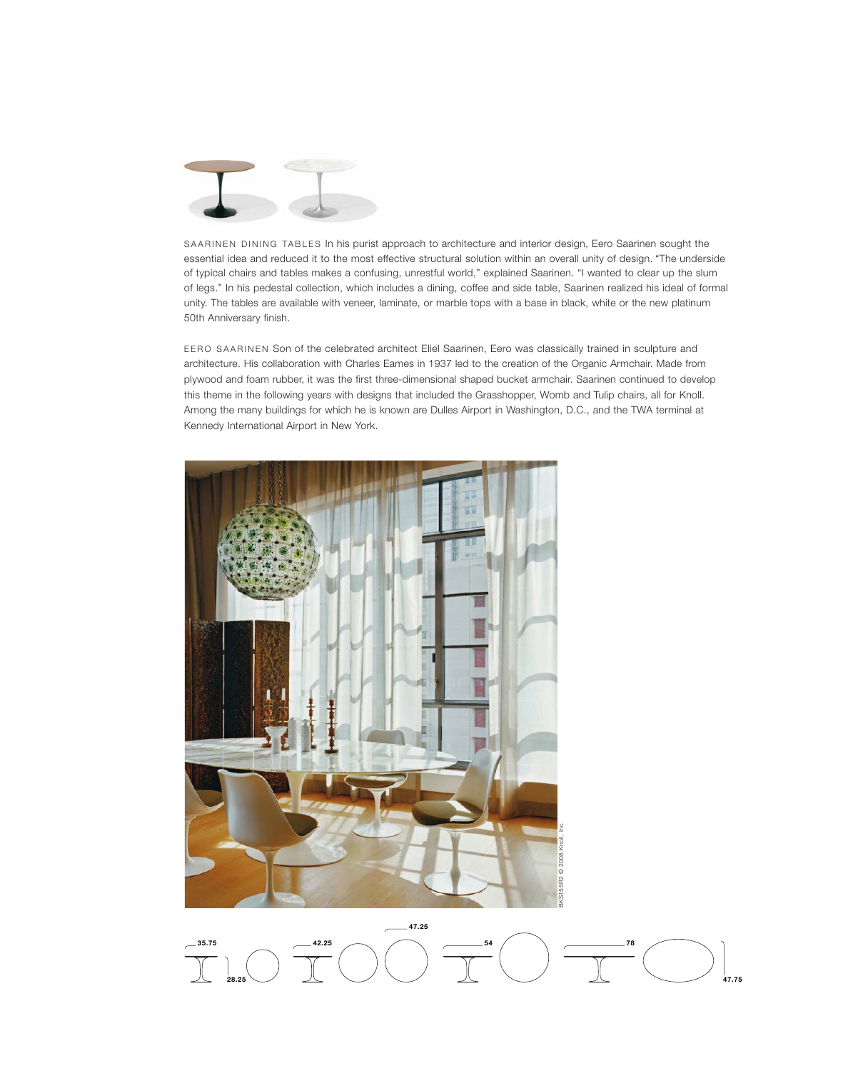SAARINEN DINING TABLES In his purist approach to architecture and interior design, Eero Saarinen sought the essential idea and reduced it to the most effective structural solution within an overall unity of design. "The underside of typical chairs and tables makes a confusing, unrestful world," explained Saarinen. "I wanted to clear up the slum of legs." In his pedestal collection, which includes a dining, coffee and side table, Saarinen realized his ideal of formal unity. The tables are available with veneer, laminate, or marble tops with a base in black, white or the new platinum 50th Anniversary finish.

EERO SAARINEN Son of the celebrated architect Eliel Saarinen, Eero was classically trained in sculpture and architecture. His collaboration with Charles Eames in 1937 led to the creation of the Organic Armchair. Made from plywood and foam rubber, it was the first three-dimensional shaped bucket armchair. Saarinen continued to develop this theme in the following years with designs that included the Grasshopper, Womb and Tulip chairs, all for Knoll. Among the many buildings for which he is known are Dulles Airport in Washington, D.C., and the TWA terminal at Kennedy International Airport in New York.

BKS155R2 © 2008 Knoll, Inc.

35.75
28.25
42.25
47.25
54
78
47.75